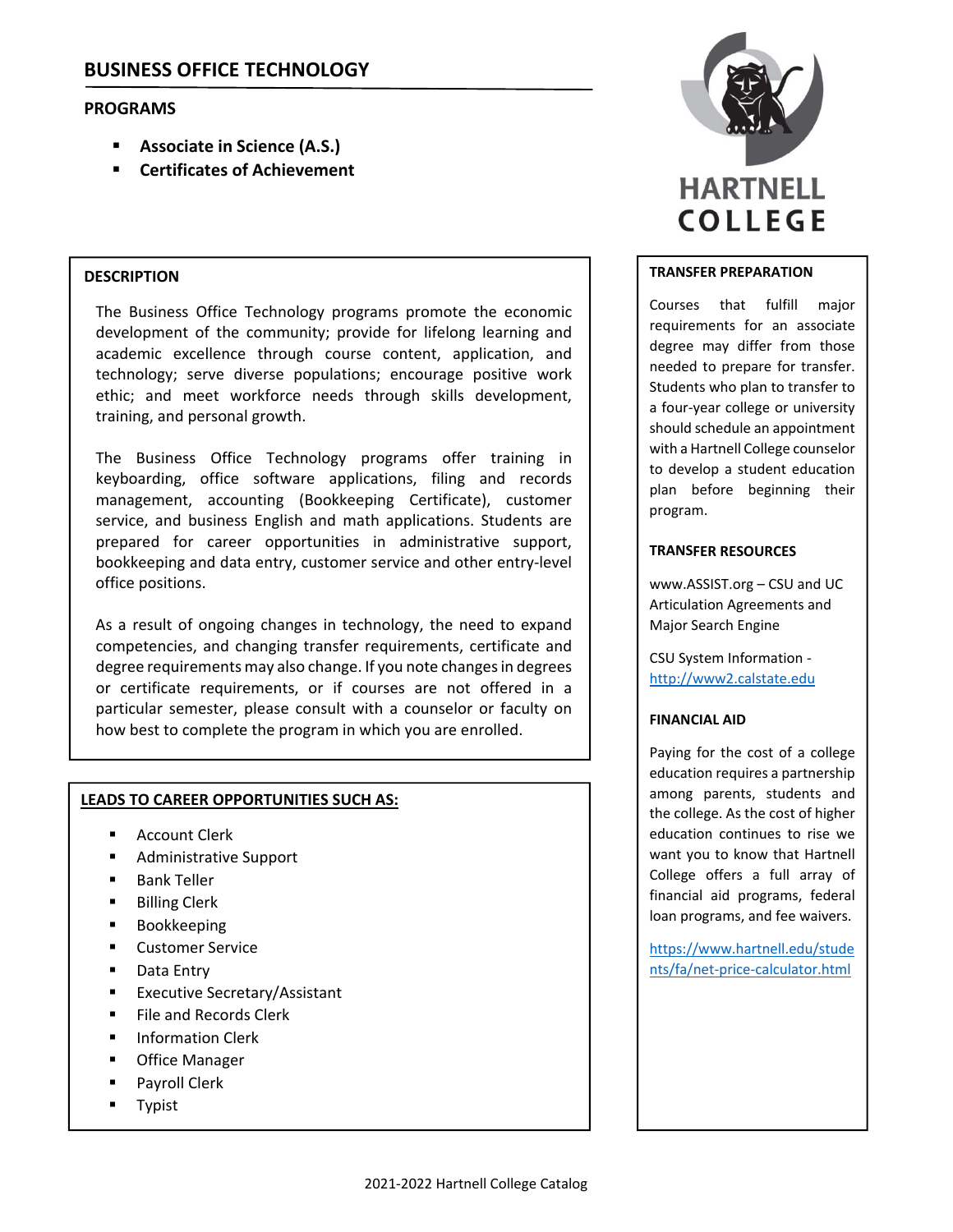# BUSINESS OFFICE TECHNOLOGY

## PROGRAMS

- **Associate in Science (A.S.)**
- **Certificates of Achievement**

HARTNELL COLLEGE

### DESCRIPTION

The Business Office Technology programs promote the economic development of the community; provide for lifelong learning and academic excellence through course content, application, and technology; serve diverse populations; encourage positive work ethic; and meet workforce needs through skills development, training, and personal growth.

The Business Office Technology programs offer training in keyboarding, office software applications, filing and records management, accounting (Bookkeeping Certificate), customer service, and business English and math applications. Students are prepared for career opportunities in administrative support, bookkeeping and data entry, customer service and other entry-level office positions.

As a result of ongoing changes in technology, the need to expand competencies, and changing transfer requirements, certificate and degree requirements may also change. If you note changes in degrees or certificate requirements, or if courses are not offered in a particular semester, please consult with a counselor or faculty on how best to complete the program in which you are enrolled.

### LEADS TO CAREER OPPORTUNITIES SUCH AS:

- Account Clerk
- Administrative Support
- Bank Teller
- Billing Clerk
- Bookkeeping
- Customer Service
- Data Entry
- Executive Secretary/Assistant
- File and Records Clerk
- Information Clerk
- Office Manager
- Payroll Clerk
- Typist

### TRANSFER PREPARATION

Courses that fulfill major requirements for an associate degree may differ from those needed to prepare for transfer. Students who plan to transfer to a four-year college or university should schedule an appointment with a Hartnell College counselor to develop a student education plan before beginning their program.

### TRANSFER RESOURCES

www.ASSIST.org – CSU and UC Articulation Agreements and Major Search Engine

CSU System Information - http://www2.calstate.edu

### FINANCIAL AID

Paying for the cost of a college education requires a partnership among parents, students and the college. As the cost of higher education continues to rise we want you to know that Hartnell College offers a full array of financial aid programs, federal loan programs, and fee waivers.

https://www.hartnell.edu/students/fa/net-price-calculator.html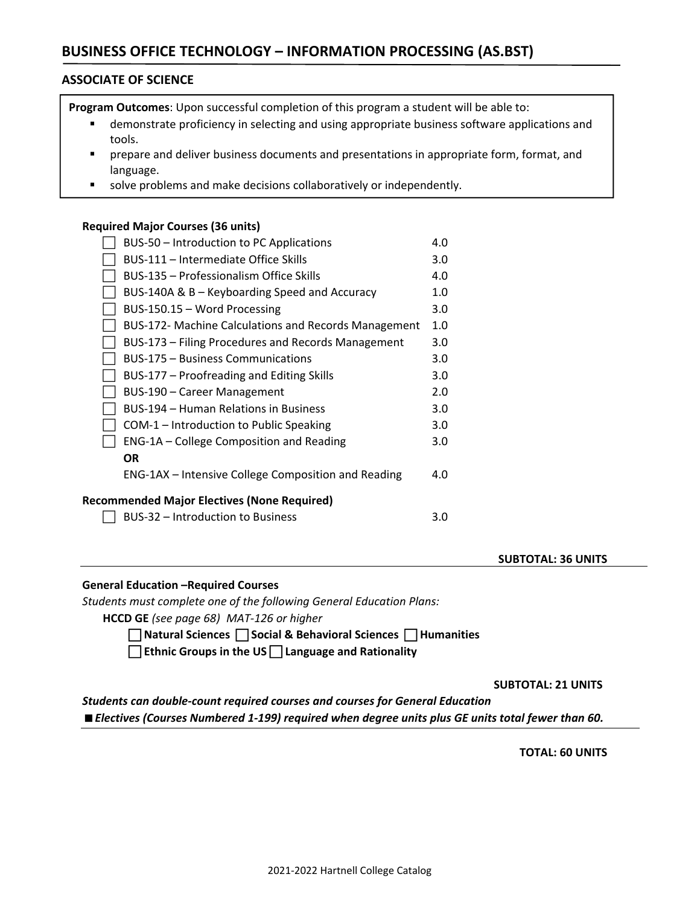# BUSINESS OFFICE TECHNOLOGY – INFORMATION PROCESSING (AS.BST)

## ASSOCIATE OF SCIENCE

**Program Outcomes**: Upon successful completion of this program a student will be able to:

- demonstrate proficiency in selecting and using appropriate business software applications and tools.
- prepare and deliver business documents and presentations in appropriate form, format, and language.
- solve problems and make decisions collaboratively or independently.

### Required Major Courses (36 units)

| Course | Units |
|---|---|
| ☐ BUS-50 – Introduction to PC Applications | 4.0 |
| ☐ BUS-111 – Intermediate Office Skills | 3.0 |
| ☐ BUS-135 – Professionalism Office Skills | 4.0 |
| ☐ BUS-140A & B – Keyboarding Speed and Accuracy | 1.0 |
| ☐ BUS-150.15 – Word Processing | 3.0 |
| ☐ BUS-172- Machine Calculations and Records Management | 1.0 |
| ☐ BUS-173 – Filing Procedures and Records Management | 3.0 |
| ☐ BUS-175 – Business Communications | 3.0 |
| ☐ BUS-177 – Proofreading and Editing Skills | 3.0 |
| ☐ BUS-190 – Career Management | 2.0 |
| ☐ BUS-194 – Human Relations in Business | 3.0 |
| ☐ COM-1 – Introduction to Public Speaking | 3.0 |
| ☐ ENG-1A – College Composition and Reading | 3.0 |
| **OR** | |
| ENG-1AX – Intensive College Composition and Reading | 4.0 |

### Recommended Major Electives (None Required)

| Course | Units |
|---|---|
| ☐ BUS-32 – Introduction to Business | 3.0 |

**SUBTOTAL: 36 UNITS**

---

### General Education –Required Courses

*Students must complete one of the following General Education Plans:*

**HCCD GE** *(see page 68) MAT-126 or higher*

☐ **Natural Sciences** ☐ **Social & Behavioral Sciences** ☐ **Humanities**

☐ **Ethnic Groups in the US** ☐ **Language and Rationality**

**SUBTOTAL: 21 UNITS**

***Students can double-count required courses and courses for General Education***

■ ***Electives (Courses Numbered 1-199) required when degree units plus GE units total fewer than 60.***

---

**TOTAL: 60 UNITS**

2021-2022 Hartnell College Catalog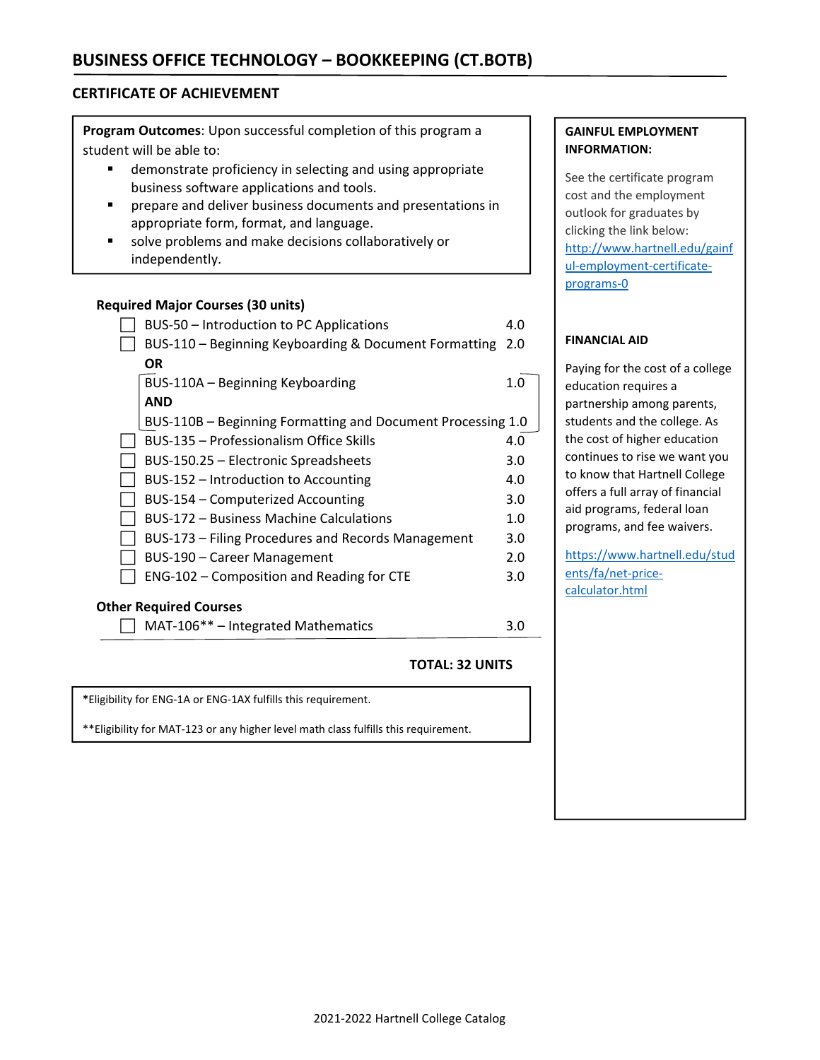## BUSINESS OFFICE TECHNOLOGY – BOOKKEEPING (CT.BOTB)

### CERTIFICATE OF ACHIEVEMENT

**Program Outcomes**: Upon successful completion of this program a student will be able to:

- demonstrate proficiency in selecting and using appropriate business software applications and tools.
- prepare and deliver business documents and presentations in appropriate form, format, and language.
- solve problems and make decisions collaboratively or independently.

**Required Major Courses (30 units)**

| Course | Units |
|---|---|
| ☐ BUS-50 – Introduction to PC Applications | 4.0 |
| ☐ BUS-110 – Beginning Keyboarding & Document Formatting | 2.0 |
| **OR** | |
| BUS-110A – Beginning Keyboarding | 1.0 |
| **AND** | |
| BUS-110B – Beginning Formatting and Document Processing | 1.0 |
| ☐ BUS-135 – Professionalism Office Skills | 4.0 |
| ☐ BUS-150.25 – Electronic Spreadsheets | 3.0 |
| ☐ BUS-152 – Introduction to Accounting | 4.0 |
| ☐ BUS-154 – Computerized Accounting | 3.0 |
| ☐ BUS-172 – Business Machine Calculations | 1.0 |
| ☐ BUS-173 – Filing Procedures and Records Management | 3.0 |
| ☐ BUS-190 – Career Management | 2.0 |
| ☐ ENG-102 – Composition and Reading for CTE | 3.0 |

**Other Required Courses**

| Course | Units |
|---|---|
| ☐ MAT-106** – Integrated Mathematics | 3.0 |

**TOTAL: 32 UNITS**

*Eligibility for ENG-1A or ENG-1AX fulfills this requirement.

**Eligibility for MAT-123 or any higher level math class fulfills this requirement.

**GAINFUL EMPLOYMENT INFORMATION:**

See the certificate program cost and the employment outlook for graduates by clicking the link below:
http://www.hartnell.edu/gainful-employment-certificate-programs-0

**FINANCIAL AID**

Paying for the cost of a college education requires a partnership among parents, students and the college. As the cost of higher education continues to rise we want you to know that Hartnell College offers a full array of financial aid programs, federal loan programs, and fee waivers.

https://www.hartnell.edu/students/fa/net-price-calculator.html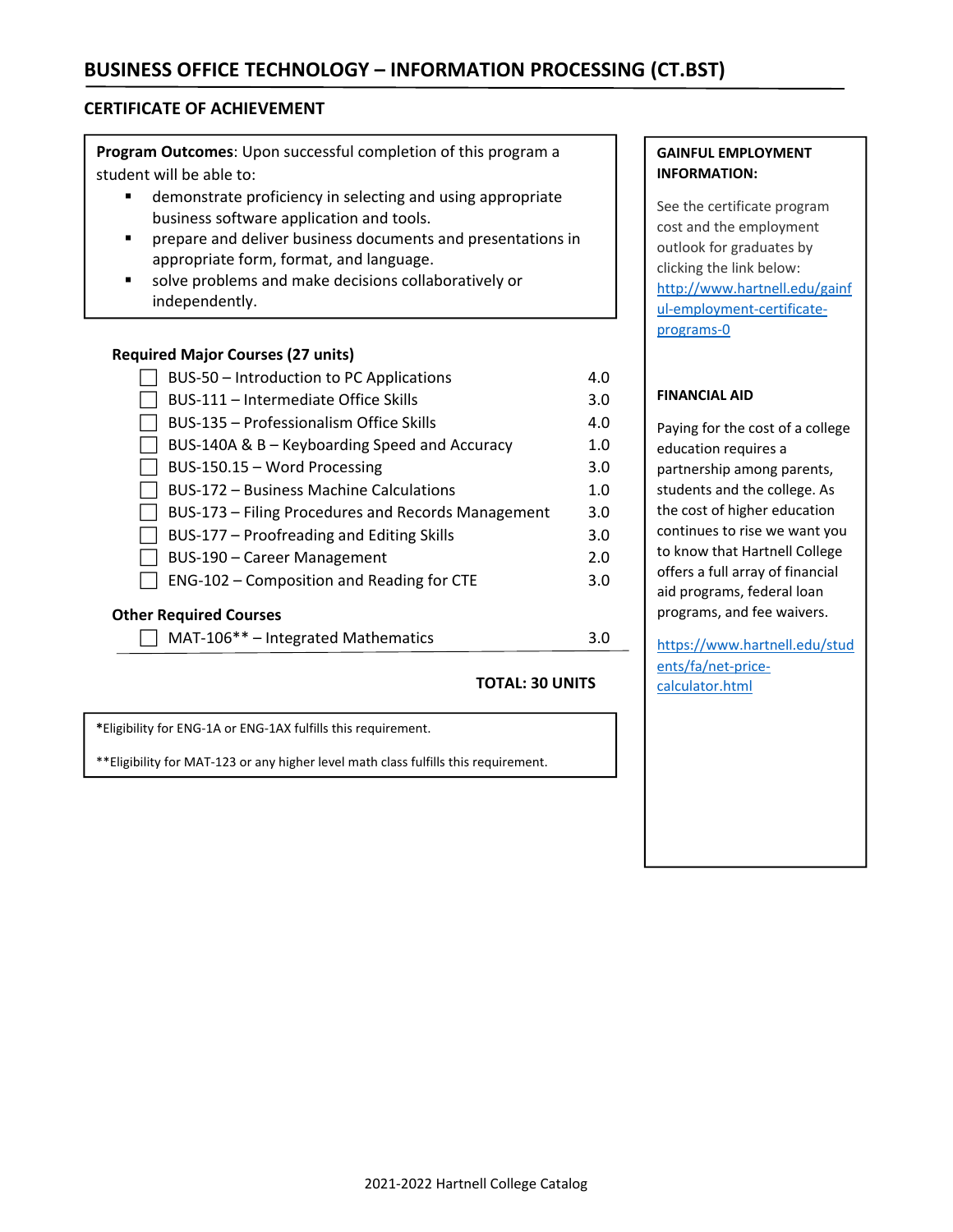# BUSINESS OFFICE TECHNOLOGY – INFORMATION PROCESSING (CT.BST)

## CERTIFICATE OF ACHIEVEMENT

**Program Outcomes**: Upon successful completion of this program a student will be able to:

- demonstrate proficiency in selecting and using appropriate business software application and tools.
- prepare and deliver business documents and presentations in appropriate form, format, and language.
- solve problems and make decisions collaboratively or independently.

**Required Major Courses (27 units)**

| | |
|---|---|
| ☐ BUS-50 – Introduction to PC Applications | 4.0 |
| ☐ BUS-111 – Intermediate Office Skills | 3.0 |
| ☐ BUS-135 – Professionalism Office Skills | 4.0 |
| ☐ BUS-140A & B – Keyboarding Speed and Accuracy | 1.0 |
| ☐ BUS-150.15 – Word Processing | 3.0 |
| ☐ BUS-172 – Business Machine Calculations | 1.0 |
| ☐ BUS-173 – Filing Procedures and Records Management | 3.0 |
| ☐ BUS-177 – Proofreading and Editing Skills | 3.0 |
| ☐ BUS-190 – Career Management | 2.0 |
| ☐ ENG-102 – Composition and Reading for CTE | 3.0 |

**Other Required Courses**

| | |
|---|---|
| ☐ MAT-106** – Integrated Mathematics | 3.0 |

**TOTAL: 30 UNITS**

*Eligibility for ENG-1A or ENG-1AX fulfills this requirement.

**Eligibility for MAT-123 or any higher level math class fulfills this requirement.

**GAINFUL EMPLOYMENT INFORMATION:**

See the certificate program cost and the employment outlook for graduates by clicking the link below:
http://www.hartnell.edu/gainful-employment-certificate-programs-0

**FINANCIAL AID**

Paying for the cost of a college education requires a partnership among parents, students and the college. As the cost of higher education continues to rise we want you to know that Hartnell College offers a full array of financial aid programs, federal loan programs, and fee waivers.

https://www.hartnell.edu/students/fa/net-price-calculator.html